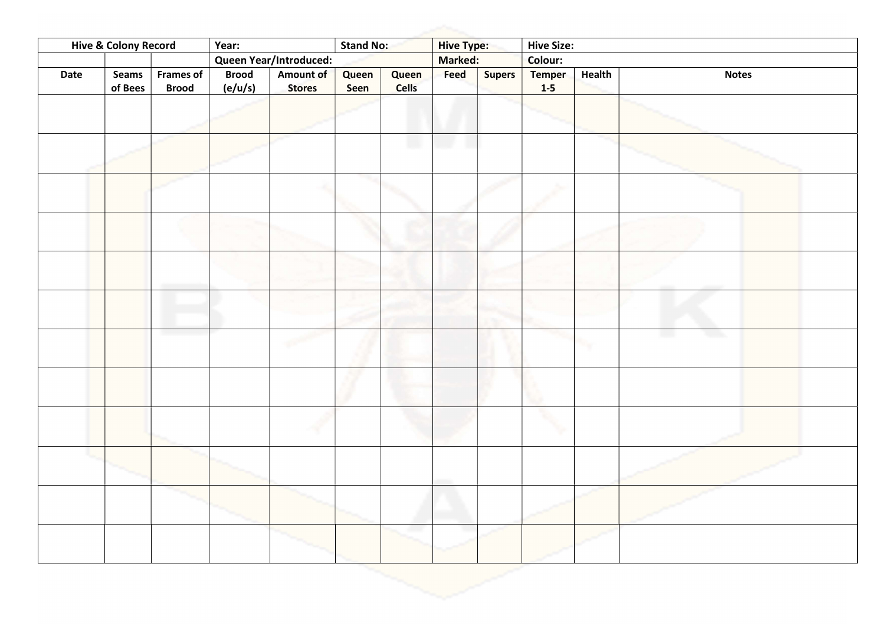| Hive & Colony Record | | | Year: | | Stand No: | | Hive Type: | | Hive Size: | | |
|---|---|---|---|---|---|---|---|---|---|---|---|
| | | | Queen Year/Introduced: | | | | Marked: | | Colour: | | |
| Date | Seams of Bees | Frames of Brood | Brood (e/u/s) | Amount of Stores | Queen Seen | Queen Cells | Feed | Supers | Temper 1-5 | Health | Notes |
| | | | | | | | | | | | |
| | | | | | | | | | | | |
| | | | | | | | | | | | |
| | | | | | | | | | | | |
| | | | | | | | | | | | |
| | | | | | | | | | | | |
| | | | | | | | | | | | |
| | | | | | | | | | | | |
| | | | | | | | | | | | |
| | | | | | | | | | | | |
| | | | | | | | | | | | |
| | | | | | | | | | | | |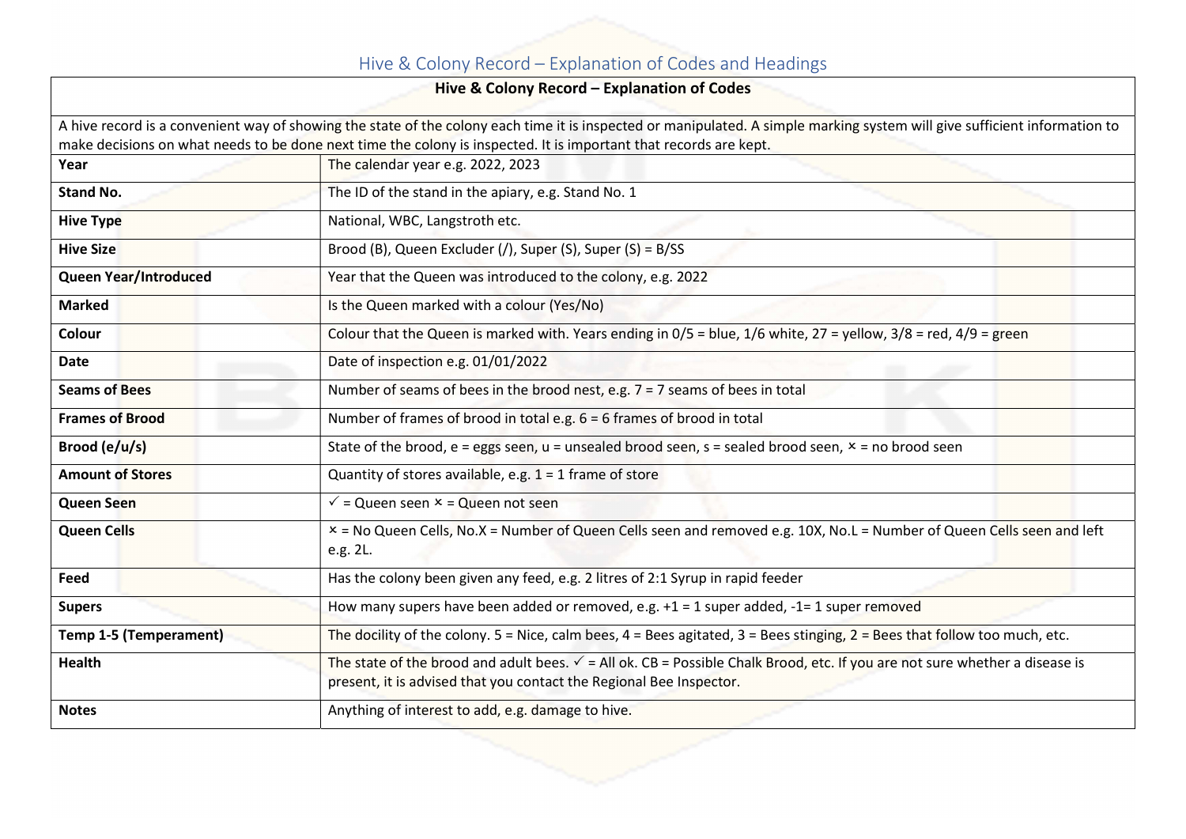# Hive & Colony Record – Explanation of Codes and Headings

| Hive & Colony Record – Explanation of Codes | |
|---|---|
| A hive record is a convenient way of showing the state of the colony each time it is inspected or manipulated. A simple marking system will give sufficient information to make decisions on what needs to be done next time the colony is inspected. It is important that records are kept. | |
| **Year** | The calendar year e.g. 2022, 2023 |
| **Stand No.** | The ID of the stand in the apiary, e.g. Stand No. 1 |
| **Hive Type** | National, WBC, Langstroth etc. |
| **Hive Size** | Brood (B), Queen Excluder (/), Super (S), Super (S) = B/SS |
| **Queen Year/Introduced** | Year that the Queen was introduced to the colony, e.g. 2022 |
| **Marked** | Is the Queen marked with a colour (Yes/No) |
| **Colour** | Colour that the Queen is marked with. Years ending in 0/5 = blue, 1/6 white, 27 = yellow, 3/8 = red, 4/9 = green |
| **Date** | Date of inspection e.g. 01/01/2022 |
| **Seams of Bees** | Number of seams of bees in the brood nest, e.g. 7 = 7 seams of bees in total |
| **Frames of Brood** | Number of frames of brood in total e.g. 6 = 6 frames of brood in total |
| **Brood (e/u/s)** | State of the brood, e = eggs seen, u = unsealed brood seen, s = sealed brood seen, × = no brood seen |
| **Amount of Stores** | Quantity of stores available, e.g. 1 = 1 frame of store |
| **Queen Seen** | ✓ = Queen seen × = Queen not seen |
| **Queen Cells** | × = No Queen Cells, No.X = Number of Queen Cells seen and removed e.g. 10X, No.L = Number of Queen Cells seen and left e.g. 2L. |
| **Feed** | Has the colony been given any feed, e.g. 2 litres of 2:1 Syrup in rapid feeder |
| **Supers** | How many supers have been added or removed, e.g. +1 = 1 super added, -1= 1 super removed |
| **Temp 1-5 (Temperament)** | The docility of the colony. 5 = Nice, calm bees, 4 = Bees agitated, 3 = Bees stinging, 2 = Bees that follow too much, etc. |
| **Health** | The state of the brood and adult bees. ✓ = All ok. CB = Possible Chalk Brood, etc. If you are not sure whether a disease is present, it is advised that you contact the Regional Bee Inspector. |
| **Notes** | Anything of interest to add, e.g. damage to hive. |